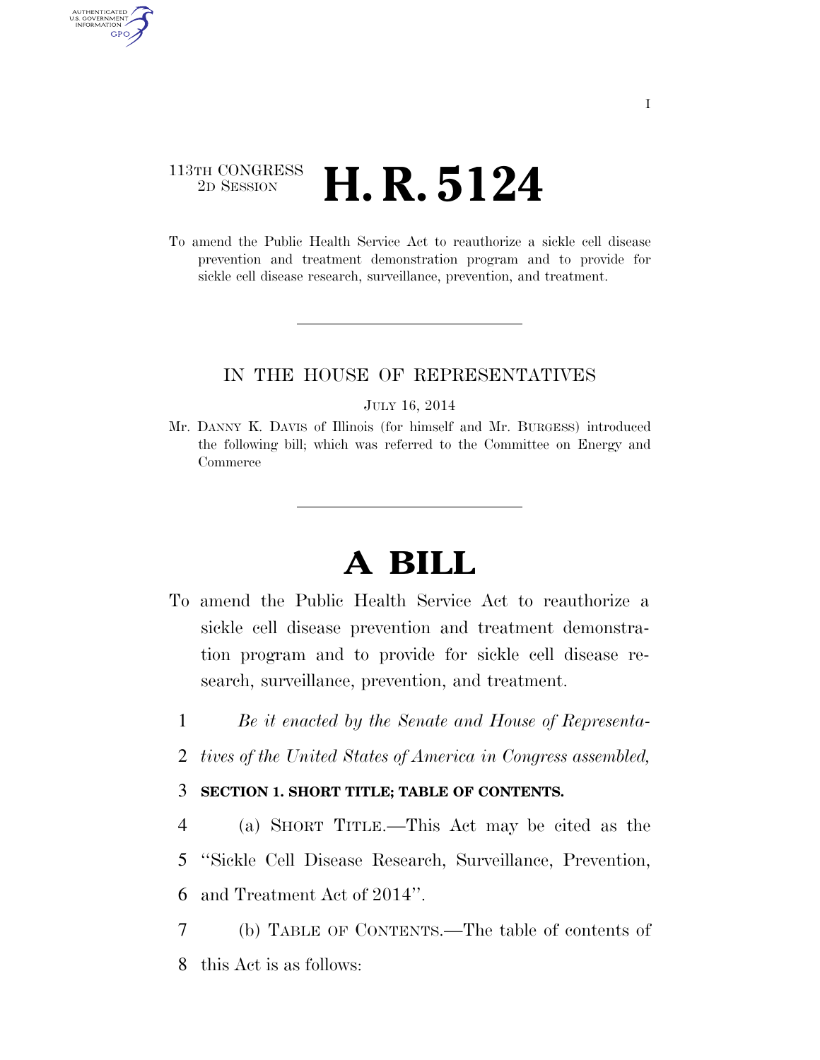113TH CONGRESS
2D SESSION

# H. R. 5124

To amend the Public Health Service Act to reauthorize a sickle cell disease prevention and treatment demonstration program and to provide for sickle cell disease research, surveillance, prevention, and treatment.

IN THE HOUSE OF REPRESENTATIVES

JULY 16, 2014

Mr. DANNY K. DAVIS of Illinois (for himself and Mr. BURGESS) introduced the following bill; which was referred to the Committee on Energy and Commerce

# A BILL

To amend the Public Health Service Act to reauthorize a sickle cell disease prevention and treatment demonstration program and to provide for sickle cell disease research, surveillance, prevention, and treatment.

1 *Be it enacted by the Senate and House of Representa-*
2 *tives of the United States of America in Congress assembled,*

3 **SECTION 1. SHORT TITLE; TABLE OF CONTENTS.**

4 (a) SHORT TITLE.—This Act may be cited as the
5 ''Sickle Cell Disease Research, Surveillance, Prevention,
6 and Treatment Act of 2014''.

7 (b) TABLE OF CONTENTS.—The table of contents of
8 this Act is as follows: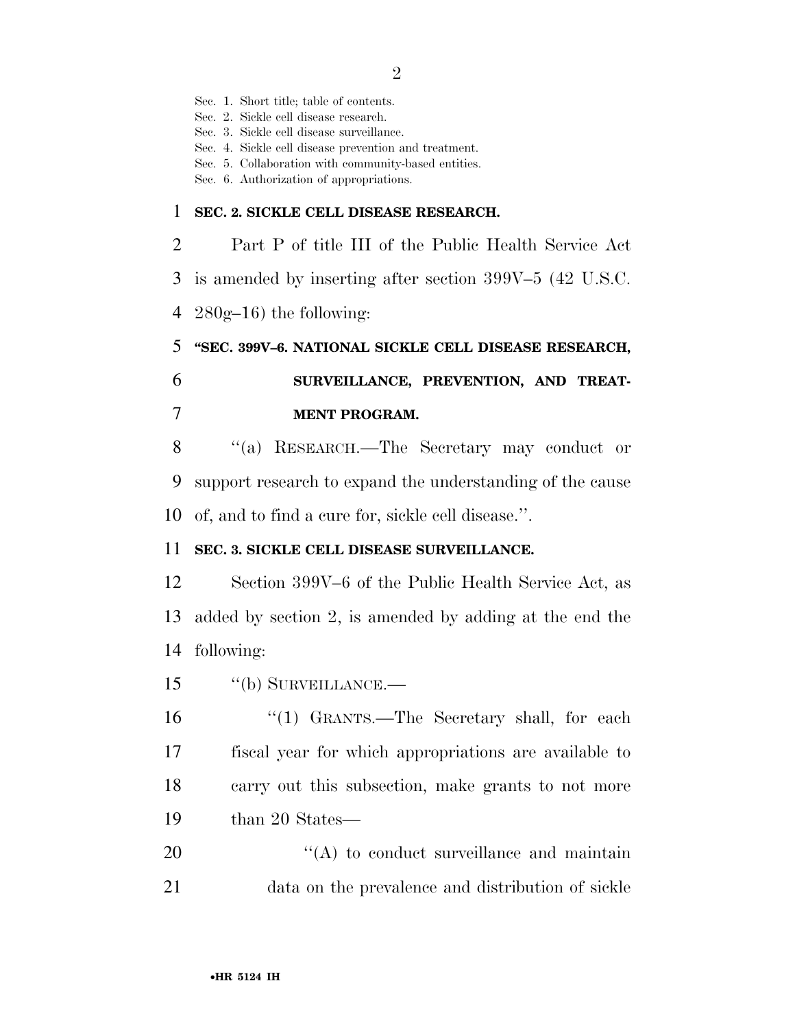Sec. 1. Short title; table of contents.
Sec. 2. Sickle cell disease research.
Sec. 3. Sickle cell disease surveillance.
Sec. 4. Sickle cell disease prevention and treatment.
Sec. 5. Collaboration with community-based entities.
Sec. 6. Authorization of appropriations.

**SEC. 2. SICKLE CELL DISEASE RESEARCH.**

Part P of title III of the Public Health Service Act is amended by inserting after section 399V–5 (42 U.S.C. 280g–16) the following:

**"SEC. 399V–6. NATIONAL SICKLE CELL DISEASE RESEARCH, SURVEILLANCE, PREVENTION, AND TREATMENT PROGRAM.**

"(a) RESEARCH.—The Secretary may conduct or support research to expand the understanding of the cause of, and to find a cure for, sickle cell disease.".

**SEC. 3. SICKLE CELL DISEASE SURVEILLANCE.**

Section 399V–6 of the Public Health Service Act, as added by section 2, is amended by adding at the end the following:

"(b) SURVEILLANCE.—

"(1) GRANTS.—The Secretary shall, for each fiscal year for which appropriations are available to carry out this subsection, make grants to not more than 20 States—

"(A) to conduct surveillance and maintain data on the prevalence and distribution of sickle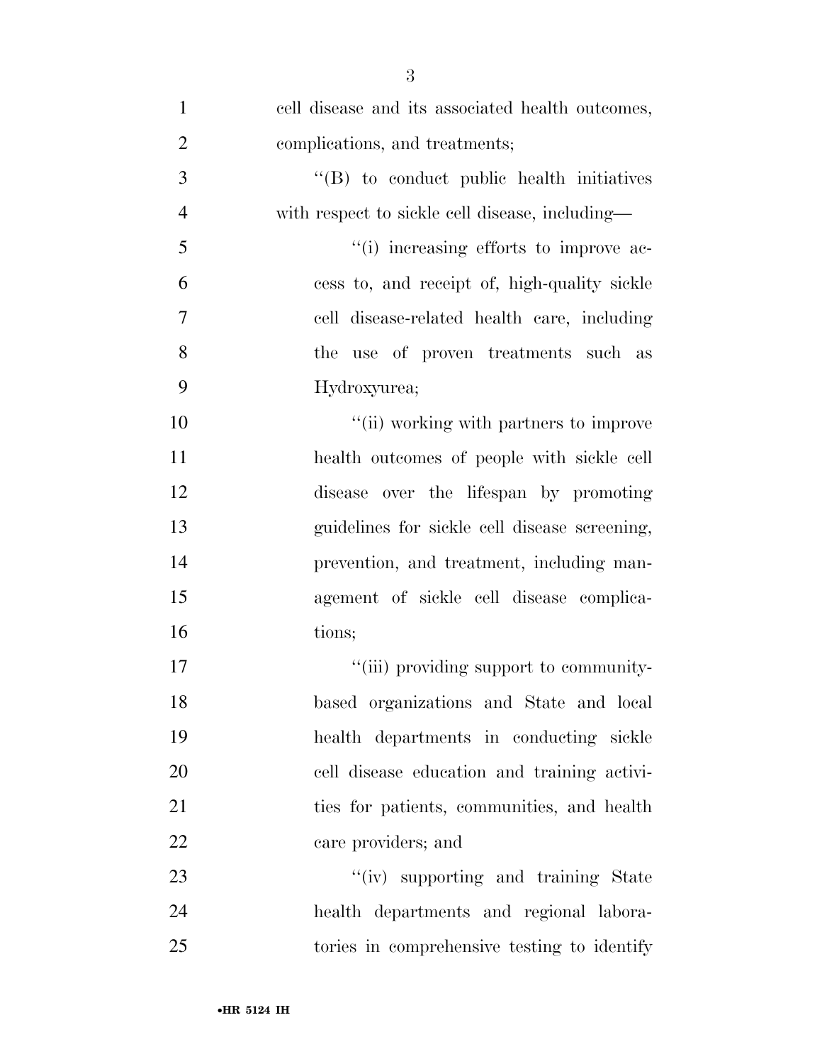cell disease and its associated health outcomes, complications, and treatments;

''(B) to conduct public health initiatives with respect to sickle cell disease, including—

''(i) increasing efforts to improve access to, and receipt of, high-quality sickle cell disease-related health care, including the use of proven treatments such as Hydroxyurea;

''(ii) working with partners to improve health outcomes of people with sickle cell disease over the lifespan by promoting guidelines for sickle cell disease screening, prevention, and treatment, including management of sickle cell disease complications;

''(iii) providing support to community-based organizations and State and local health departments in conducting sickle cell disease education and training activities for patients, communities, and health care providers; and

''(iv) supporting and training State health departments and regional laboratories in comprehensive testing to identify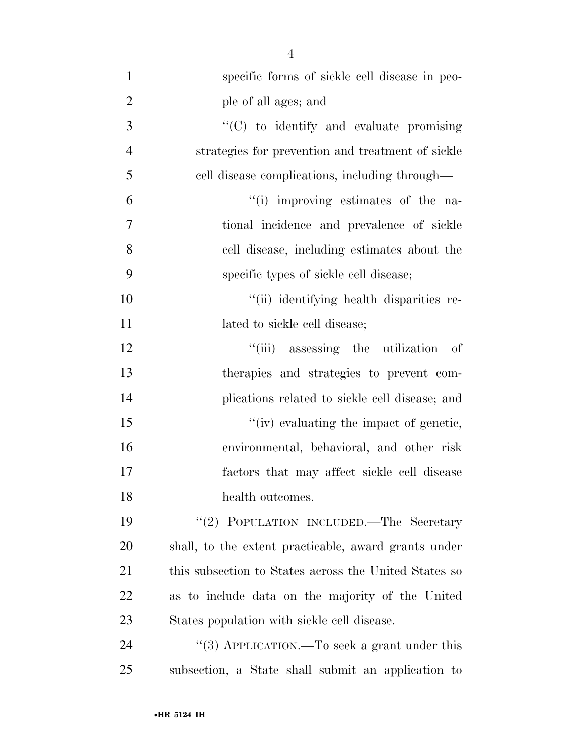specific forms of sickle cell disease in people of all ages; and

"(C) to identify and evaluate promising strategies for prevention and treatment of sickle cell disease complications, including through—

"(i) improving estimates of the national incidence and prevalence of sickle cell disease, including estimates about the specific types of sickle cell disease;

"(ii) identifying health disparities related to sickle cell disease;

"(iii) assessing the utilization of therapies and strategies to prevent complications related to sickle cell disease; and

"(iv) evaluating the impact of genetic, environmental, behavioral, and other risk factors that may affect sickle cell disease health outcomes.

"(2) POPULATION INCLUDED.—The Secretary shall, to the extent practicable, award grants under this subsection to States across the United States so as to include data on the majority of the United States population with sickle cell disease.

"(3) APPLICATION.—To seek a grant under this subsection, a State shall submit an application to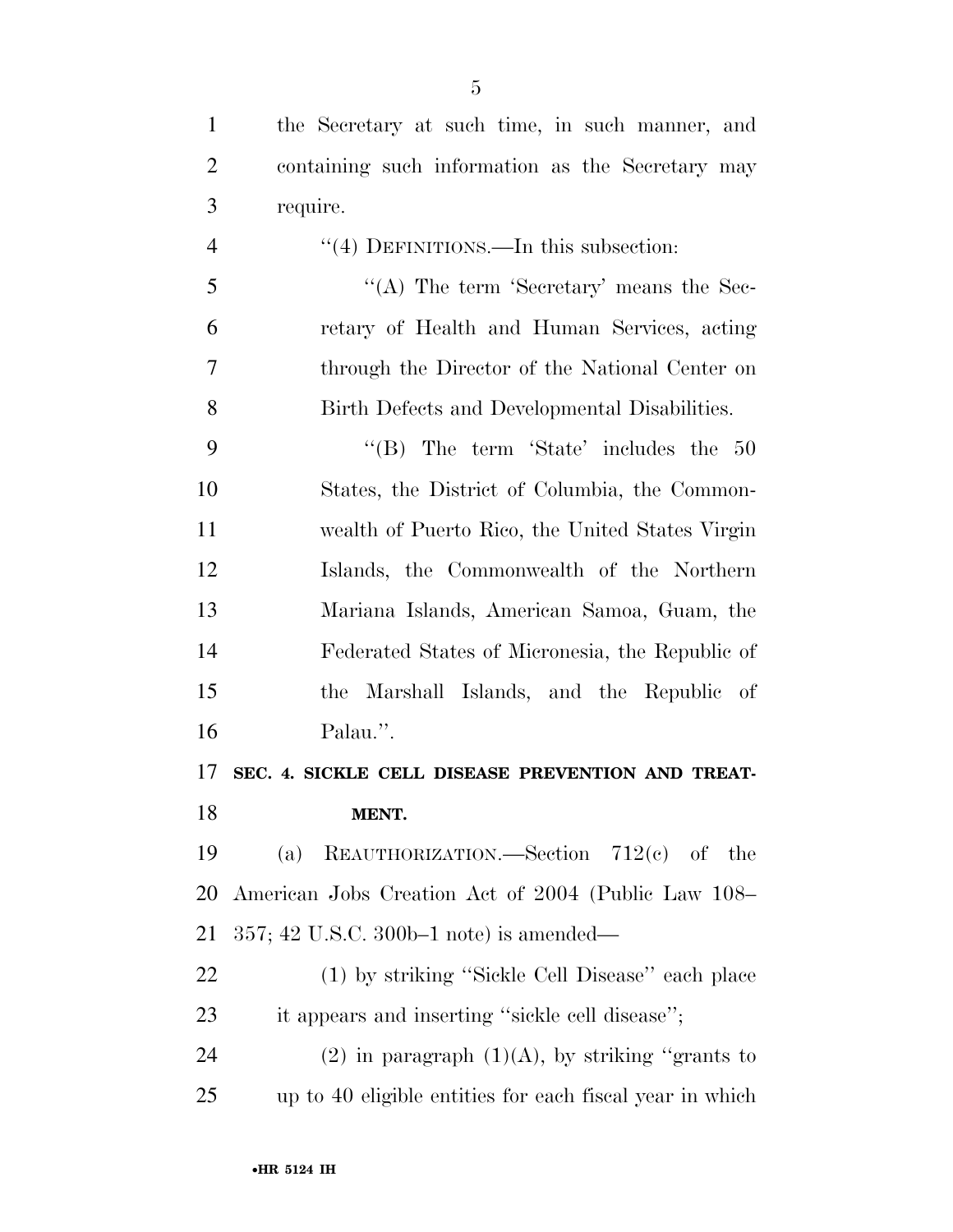the Secretary at such time, in such manner, and containing such information as the Secretary may require.

''(4) DEFINITIONS.—In this subsection:

''(A) The term 'Secretary' means the Secretary of Health and Human Services, acting through the Director of the National Center on Birth Defects and Developmental Disabilities.

''(B) The term 'State' includes the 50 States, the District of Columbia, the Commonwealth of Puerto Rico, the United States Virgin Islands, the Commonwealth of the Northern Mariana Islands, American Samoa, Guam, the Federated States of Micronesia, the Republic of the Marshall Islands, and the Republic of Palau.''.

**SEC. 4. SICKLE CELL DISEASE PREVENTION AND TREATMENT.**

(a) REAUTHORIZATION.—Section 712(c) of the American Jobs Creation Act of 2004 (Public Law 108–357; 42 U.S.C. 300b–1 note) is amended—

(1) by striking ''Sickle Cell Disease'' each place it appears and inserting ''sickle cell disease'';

(2) in paragraph (1)(A), by striking ''grants to up to 40 eligible entities for each fiscal year in which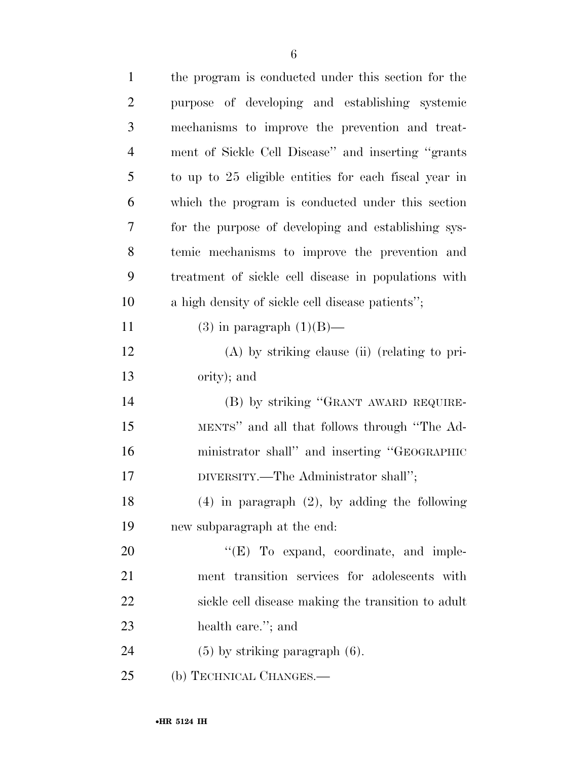the program is conducted under this section for the purpose of developing and establishing systemic mechanisms to improve the prevention and treatment of Sickle Cell Disease'' and inserting ''grants to up to 25 eligible entities for each fiscal year in which the program is conducted under this section for the purpose of developing and establishing systemic mechanisms to improve the prevention and treatment of sickle cell disease in populations with a high density of sickle cell disease patients'';

(3) in paragraph (1)(B)—

(A) by striking clause (ii) (relating to priority); and

(B) by striking ''GRANT AWARD REQUIREMENTS'' and all that follows through ''The Administrator shall'' and inserting ''GEOGRAPHIC DIVERSITY.—The Administrator shall'';

(4) in paragraph (2), by adding the following new subparagraph at the end:

''(E) To expand, coordinate, and implement transition services for adolescents with sickle cell disease making the transition to adult health care.''; and

(5) by striking paragraph (6).

(b) TECHNICAL CHANGES.—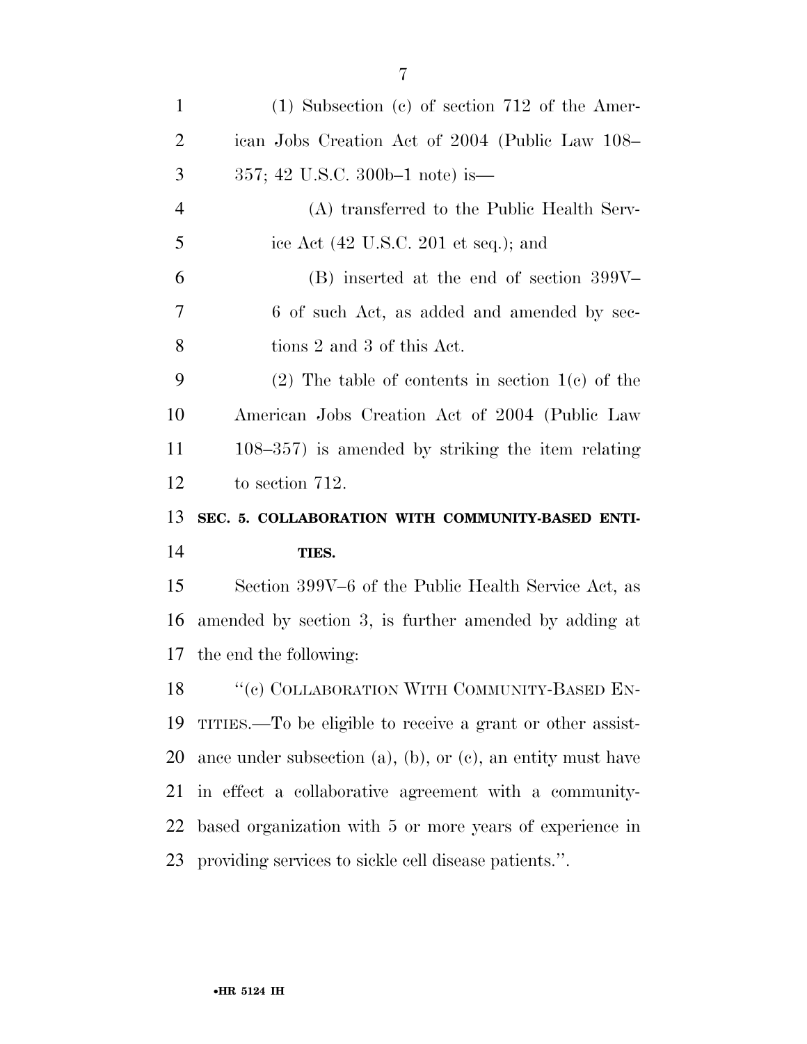(1) Subsection (c) of section 712 of the American Jobs Creation Act of 2004 (Public Law 108–357; 42 U.S.C. 300b–1 note) is—

(A) transferred to the Public Health Service Act (42 U.S.C. 201 et seq.); and

(B) inserted at the end of section 399V–6 of such Act, as added and amended by sections 2 and 3 of this Act.

(2) The table of contents in section 1(c) of the American Jobs Creation Act of 2004 (Public Law 108–357) is amended by striking the item relating to section 712.

**SEC. 5. COLLABORATION WITH COMMUNITY-BASED ENTITIES.**

Section 399V–6 of the Public Health Service Act, as amended by section 3, is further amended by adding at the end the following:

"(e) COLLABORATION WITH COMMUNITY-BASED ENTITIES.—To be eligible to receive a grant or other assistance under subsection (a), (b), or (c), an entity must have in effect a collaborative agreement with a community-based organization with 5 or more years of experience in providing services to sickle cell disease patients.".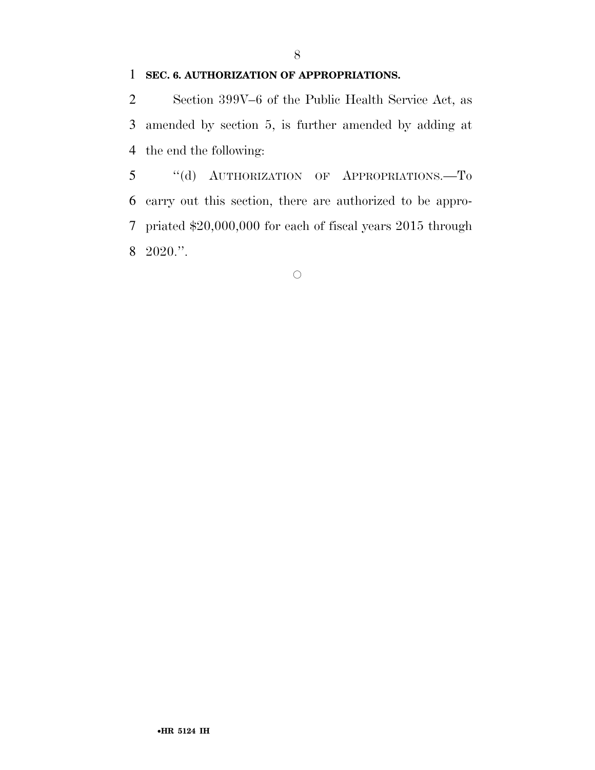**SEC. 6. AUTHORIZATION OF APPROPRIATIONS.**

Section 399V–6 of the Public Health Service Act, as amended by section 5, is further amended by adding at the end the following:

"(d) AUTHORIZATION OF APPROPRIATIONS.—To carry out this section, there are authorized to be appropriated $20,000,000 for each of fiscal years 2015 through 2020.".

○